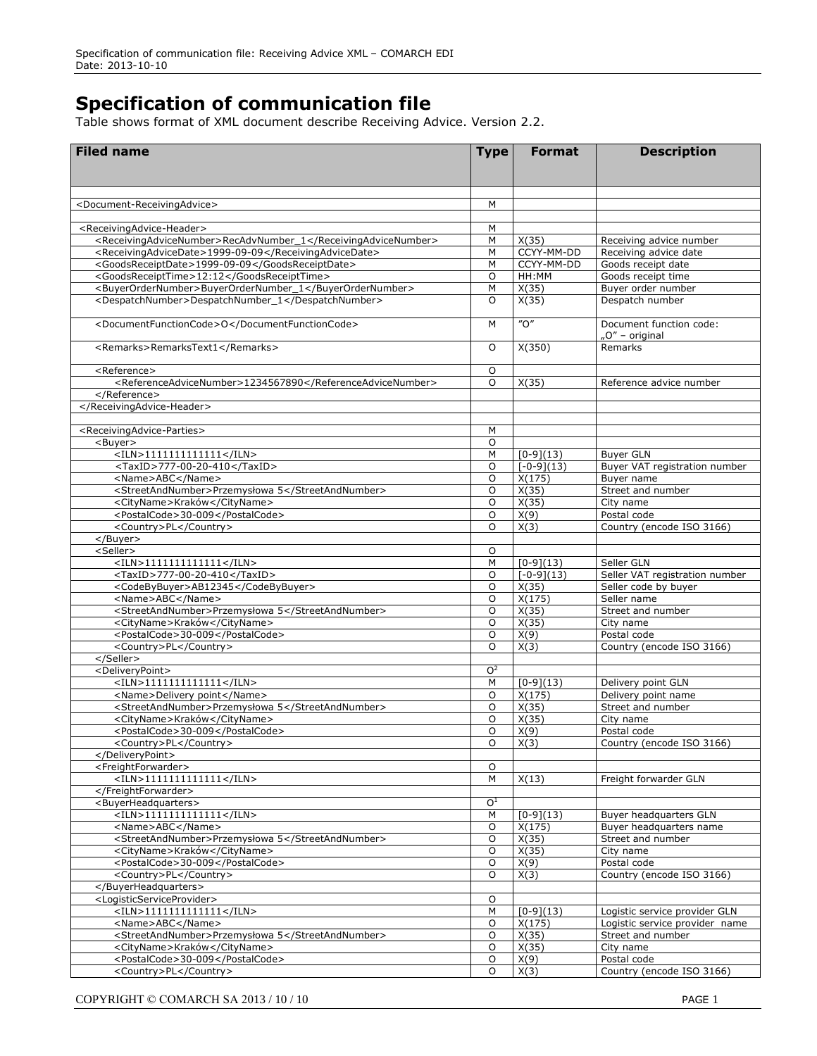# Specification of communication file

Table shows format of XML document describe Receiving Advice. Version 2.2.

| Filed name | Type | Format | Description |
|---|---|---|---|
| | | | |
| <Document-ReceivingAdvice> | M | | |
| | | | |
| <ReceivingAdvice-Header> | M | | |
| <ReceivingAdviceNumber>RecAdvNumber_1</ReceivingAdviceNumber> | M | X(35) | Receiving advice number |
| <ReceivingAdviceDate>1999-09-09</ReceivingAdviceDate> | M | CCYY-MM-DD | Receiving advice date |
| <GoodsReceiptDate>1999-09-09</GoodsReceiptDate> | M | CCYY-MM-DD | Goods receipt date |
| <GoodsReceiptTime>12:12</GoodsReceiptTime> | O | HH:MM | Goods receipt time |
| <BuyerOrderNumber>BuyerOrderNumber_1</BuyerOrderNumber> | M | X(35) | Buyer order number |
| <DespatchNumber>DespatchNumber_1</DespatchNumber> | O | X(35) | Despatch number |
| <DocumentFunctionCode>O</DocumentFunctionCode> | M | "O" | Document function code: „O" – original |
| <Remarks>RemarksText1</Remarks> | O | X(350) | Remarks |
| <Reference> | O | | |
| <ReferenceAdviceNumber>1234567890</ReferenceAdviceNumber> | O | X(35) | Reference advice number |
| </Reference> | | | |
| </ReceivingAdvice-Header> | | | |
| | | | |
| <ReceivingAdvice-Parties> | M | | |
| <Buyer> | O | | |
| <ILN>1111111111111</ILN> | M | [0-9](13) | Buyer GLN |
| <TaxID>777-00-20-410</TaxID> | O | [-0-9](13) | Buyer VAT registration number |
| <Name>ABC</Name> | O | X(175) | Buyer name |
| <StreetAndNumber>Przemysłowa 5</StreetAndNumber> | O | X(35) | Street and number |
| <CityName>Kraków</CityName> | O | X(35) | City name |
| <PostalCode>30-009</PostalCode> | O | X(9) | Postal code |
| <Country>PL</Country> | O | X(3) | Country (encode ISO 3166) |
| </Buyer> | | | |
| <Seller> | O | | |
| <ILN>1111111111111</ILN> | M | [0-9](13) | Seller GLN |
| <TaxID>777-00-20-410</TaxID> | O | [-0-9](13) | Seller VAT registration number |
| <CodeByBuyer>AB12345</CodeByBuyer> | O | X(35) | Seller code by buyer |
| <Name>ABC</Name> | O | X(175) | Seller name |
| <StreetAndNumber>Przemysłowa 5</StreetAndNumber> | O | X(35) | Street and number |
| <CityName>Kraków</CityName> | O | X(35) | City name |
| <PostalCode>30-009</PostalCode> | O | X(9) | Postal code |
| <Country>PL</Country> | O | X(3) | Country (encode ISO 3166) |
| </Seller> | | | |
| <DeliveryPoint> | O[2] | | |
| <ILN>1111111111111</ILN> | M | [0-9](13) | Delivery point GLN |
| <Name>Delivery point</Name> | O | X(175) | Delivery point name |
| <StreetAndNumber>Przemysłowa 5</StreetAndNumber> | O | X(35) | Street and number |
| <CityName>Kraków</CityName> | O | X(35) | City name |
| <PostalCode>30-009</PostalCode> | O | X(9) | Postal code |
| <Country>PL</Country> | O | X(3) | Country (encode ISO 3166) |
| </DeliveryPoint> | | | |
| <FreightForwarder> | O | | |
| <ILN>1111111111111</ILN> | M | X(13) | Freight forwarder GLN |
| </FreightForwarder> | | | |
| <BuyerHeadquarters> | O[1] | | |
| <ILN>1111111111111</ILN> | M | [0-9](13) | Buyer headquarters GLN |
| <Name>ABC</Name> | O | X(175) | Buyer headquarters name |
| <StreetAndNumber>Przemysłowa 5</StreetAndNumber> | O | X(35) | Street and number |
| <CityName>Kraków</CityName> | O | X(35) | City name |
| <PostalCode>30-009</PostalCode> | O | X(9) | Postal code |
| <Country>PL</Country> | O | X(3) | Country (encode ISO 3166) |
| </BuyerHeadquarters> | | | |
| <LogisticServiceProvider> | O | | |
| <ILN>1111111111111</ILN> | M | [0-9](13) | Logistic service provider GLN |
| <Name>ABC</Name> | O | X(175) | Logistic service provider name |
| <StreetAndNumber>Przemysłowa 5</StreetAndNumber> | O | X(35) | Street and number |
| <CityName>Kraków</CityName> | O | X(35) | City name |
| <PostalCode>30-009</PostalCode> | O | X(9) | Postal code |
| <Country>PL</Country> | O | X(3) | Country (encode ISO 3166) |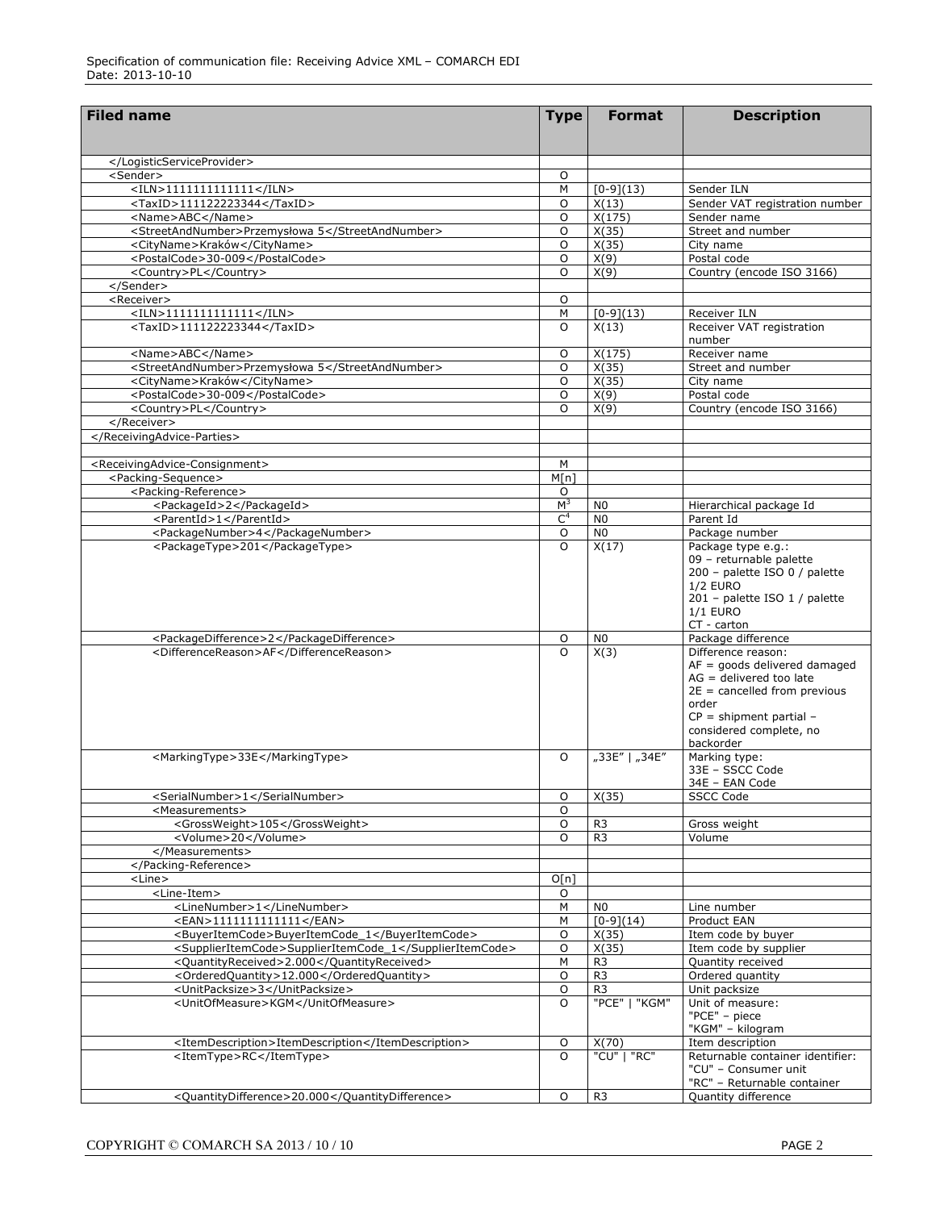| Filed name | Type | Format | Description |
|---|---|---|---|
| </LogisticServiceProvider> | | | |
| <Sender> | O | | |
| <ILN>1111111111111</ILN> | M | [0-9](13) | Sender ILN |
| <TaxID>111122223344</TaxID> | O | X(13) | Sender VAT registration number |
| <Name>ABC</Name> | O | X(175) | Sender name |
| <StreetAndNumber>Przemysłowa 5</StreetAndNumber> | O | X(35) | Street and number |
| <CityName>Kraków</CityName> | O | X(35) | City name |
| <PostalCode>30-009</PostalCode> | O | X(9) | Postal code |
| <Country>PL</Country> | O | X(9) | Country (encode ISO 3166) |
| </Sender> | | | |
| <Receiver> | O | | |
| <ILN>1111111111111</ILN> | M | [0-9](13) | Receiver ILN |
| <TaxID>111122223344</TaxID> | O | X(13) | Receiver VAT registration number |
| <Name>ABC</Name> | O | X(175) | Receiver name |
| <StreetAndNumber>Przemysłowa 5</StreetAndNumber> | O | X(35) | Street and number |
| <CityName>Kraków</CityName> | O | X(35) | City name |
| <PostalCode>30-009</PostalCode> | O | X(9) | Postal code |
| <Country>PL</Country> | O | X(9) | Country (encode ISO 3166) |
| </Receiver> | | | |
| </ReceivingAdvice-Parties> | | | |
| | | | |
| <ReceivingAdvice-Consignment> | M | | |
| <Packing-Sequence> | M[n] | | |
| <Packing-Reference> | O | | |
| <PackageId>2</PackageId> | M[3] | N0 | Hierarchical package Id |
| <ParentId>1</ParentId> | C[4] | N0 | Parent Id |
| <PackageNumber>4</PackageNumber> | O | N0 | Package number |
| <PackageType>201</PackageType> | O | X(17) | Package type e.g.:<br>09 – returnable palette<br>200 – palette ISO 0 / palette 1/2 EURO<br>201 – palette ISO 1 / palette 1/1 EURO<br>CT - carton |
| <PackageDifference>2</PackageDifference> | O | N0 | Package difference |
| <DifferenceReason>AF</DifferenceReason> | O | X(3) | Difference reason:<br>AF = goods delivered damaged<br>AG = delivered too late<br>2E = cancelled from previous order<br>CP = shipment partial – considered complete, no backorder |
| <MarkingType>33E</MarkingType> | O | „33E" \| „34E" | Marking type:<br>33E – SSCC Code<br>34E – EAN Code |
| <SerialNumber>1</SerialNumber> | O | X(35) | SSCC Code |
| <Measurements> | O | | |
| <GrossWeight>105</GrossWeight> | O | R3 | Gross weight |
| <Volume>20</Volume> | O | R3 | Volume |
| </Measurements> | | | |
| </Packing-Reference> | | | |
| <Line> | O[n] | | |
| <Line-Item> | O | | |
| <LineNumber>1</LineNumber> | M | N0 | Line number |
| <EAN>1111111111111</EAN> | M | [0-9](14) | Product EAN |
| <BuyerItemCode>BuyerItemCode_1</BuyerItemCode> | O | X(35) | Item code by buyer |
| <SupplierItemCode>SupplierItemCode_1</SupplierItemCode> | O | X(35) | Item code by supplier |
| <QuantityReceived>2.000</QuantityReceived> | M | R3 | Quantity received |
| <OrderedQuantity>12.000</OrderedQuantity> | O | R3 | Ordered quantity |
| <UnitPacksize>3</UnitPacksize> | O | R3 | Unit packsize |
| <UnitOfMeasure>KGM</UnitOfMeasure> | O | "PCE" \| "KGM" | Unit of measure:<br>"PCE" – piece<br>"KGM" – kilogram |
| <ItemDescription>ItemDescription</ItemDescription> | O | X(70) | Item description |
| <ItemType>RC</ItemType> | O | "CU" \| "RC" | Returnable container identifier:<br>"CU" – Consumer unit<br>"RC" – Returnable container |
| <QuantityDifference>20.000</QuantityDifference> | O | R3 | Quantity difference |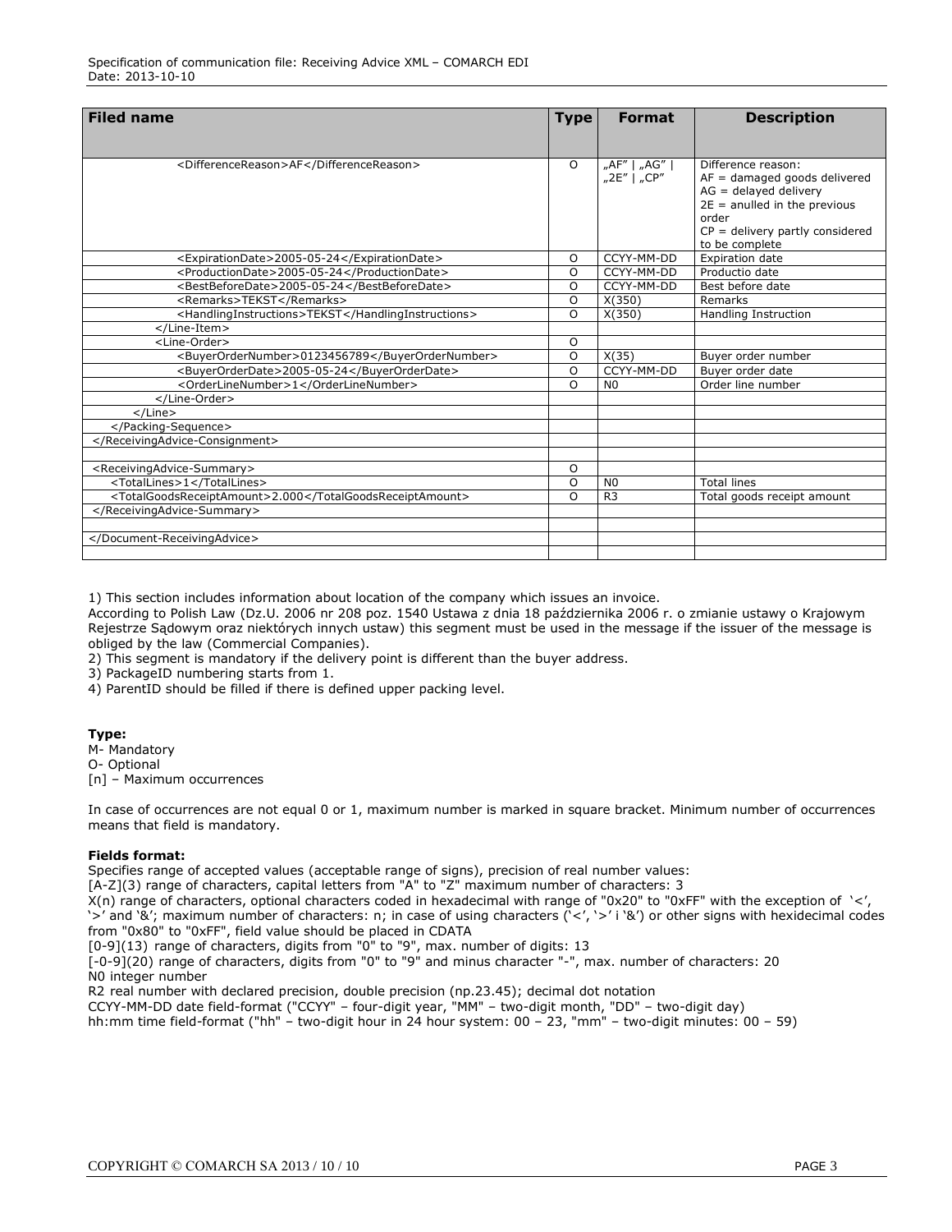| Filed name | Type | Format | Description |
|---|---|---|---|
| &lt;DifferenceReason&gt;AF&lt;/DifferenceReason&gt; | O | „AF" \| „AG" \| „2E" \| „CP" | Difference reason: AF = damaged goods delivered AG = delayed delivery 2E = anulled in the previous order CP = delivery partly considered to be complete |
| &lt;ExpirationDate&gt;2005-05-24&lt;/ExpirationDate&gt; | O | CCYY-MM-DD | Expiration date |
| &lt;ProductionDate&gt;2005-05-24&lt;/ProductionDate&gt; | O | CCYY-MM-DD | Productio date |
| &lt;BestBeforeDate&gt;2005-05-24&lt;/BestBeforeDate&gt; | O | CCYY-MM-DD | Best before date |
| &lt;Remarks&gt;TEKST&lt;/Remarks&gt; | O | X(350) | Remarks |
| &lt;HandlingInstructions&gt;TEKST&lt;/HandlingInstructions&gt; | O | X(350) | Handling Instruction |
| &lt;/Line-Item&gt; | | | |
| &lt;Line-Order&gt; | O | | |
| &lt;BuyerOrderNumber&gt;0123456789&lt;/BuyerOrderNumber&gt; | O | X(35) | Buyer order number |
| &lt;BuyerOrderDate&gt;2005-05-24&lt;/BuyerOrderDate&gt; | O | CCYY-MM-DD | Buyer order date |
| &lt;OrderLineNumber&gt;1&lt;/OrderLineNumber&gt; | O | N0 | Order line number |
| &lt;/Line-Order&gt; | | | |
| &lt;/Line&gt; | | | |
| &lt;/Packing-Sequence&gt; | | | |
| &lt;/ReceivingAdvice-Consignment&gt; | | | |
| | | | |
| &lt;ReceivingAdvice-Summary&gt; | O | | |
| &lt;TotalLines&gt;1&lt;/TotalLines&gt; | O | N0 | Total lines |
| &lt;TotalGoodsReceiptAmount&gt;2.000&lt;/TotalGoodsReceiptAmount&gt; | O | R3 | Total goods receipt amount |
| &lt;/ReceivingAdvice-Summary&gt; | | | |
| | | | |
| &lt;/Document-ReceivingAdvice&gt; | | | |
| | | | |

1) This section includes information about location of the company which issues an invoice.
According to Polish Law (Dz.U. 2006 nr 208 poz. 1540 Ustawa z dnia 18 października 2006 r. o zmianie ustawy o Krajowym Rejestrze Sądowym oraz niektórych innych ustaw) this segment must be used in the message if the issuer of the message is obliged by the law (Commercial Companies).
2) This segment is mandatory if the delivery point is different than the buyer address.
3) PackageID numbering starts from 1.
4) ParentID should be filled if there is defined upper packing level.

**Type:**
M- Mandatory
O- Optional
[n] – Maximum occurrences

In case of occurrences are not equal 0 or 1, maximum number is marked in square bracket. Minimum number of occurrences means that field is mandatory.

**Fields format:**
Specifies range of accepted values (acceptable range of signs), precision of real number values:
[A-Z](3) range of characters, capital letters from "A" to "Z" maximum number of characters: 3
X(n) range of characters, optional characters coded in hexadecimal with range of "0x20" to "0xFF" with the exception of '<', '>' and '&'; maximum number of characters: n; in case of using characters ('<', '>' i '&') or other signs with hexidecimal codes from "0x80" to "0xFF", field value should be placed in CDATA
[0-9](13) range of characters, digits from "0" to "9", max. number of digits: 13
[-0-9](20) range of characters, digits from "0" to "9" and minus character "-", max. number of characters: 20
N0 integer number
R2 real number with declared precision, double precision (np.23.45); decimal dot notation
CCYY-MM-DD date field-format ("CCYY" – four-digit year, "MM" – two-digit month, "DD" – two-digit day)
hh:mm time field-format ("hh" – two-digit hour in 24 hour system: 00 – 23, "mm" – two-digit minutes: 00 – 59)